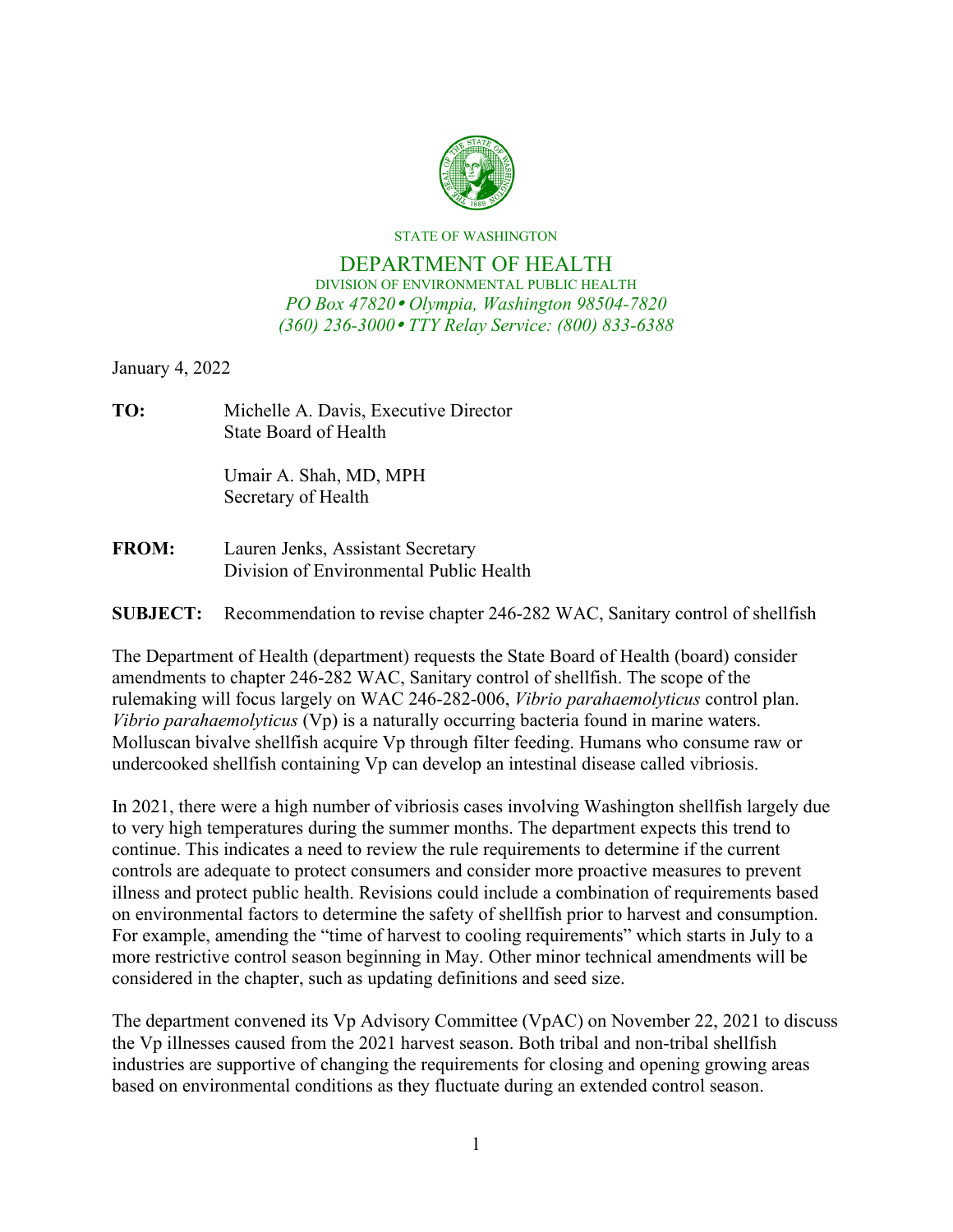STATE OF WASHINGTON

# DEPARTMENT OF HEALTH

DIVISION OF ENVIRONMENTAL PUBLIC HEALTH

*PO Box 47820 • Olympia, Washington 98504-7820*

*(360) 236-3000 • TTY Relay Service: (800) 833-6388*

January 4, 2022

**TO:** Michelle A. Davis, Executive Director
State Board of Health

Umair A. Shah, MD, MPH
Secretary of Health

**FROM:** Lauren Jenks, Assistant Secretary
Division of Environmental Public Health

**SUBJECT:** Recommendation to revise chapter 246-282 WAC, Sanitary control of shellfish

The Department of Health (department) requests the State Board of Health (board) consider amendments to chapter 246-282 WAC, Sanitary control of shellfish. The scope of the rulemaking will focus largely on WAC 246-282-006, *Vibrio parahaemolyticus* control plan. *Vibrio parahaemolyticus* (Vp) is a naturally occurring bacteria found in marine waters. Molluscan bivalve shellfish acquire Vp through filter feeding. Humans who consume raw or undercooked shellfish containing Vp can develop an intestinal disease called vibriosis.

In 2021, there were a high number of vibriosis cases involving Washington shellfish largely due to very high temperatures during the summer months. The department expects this trend to continue. This indicates a need to review the rule requirements to determine if the current controls are adequate to protect consumers and consider more proactive measures to prevent illness and protect public health. Revisions could include a combination of requirements based on environmental factors to determine the safety of shellfish prior to harvest and consumption. For example, amending the "time of harvest to cooling requirements" which starts in July to a more restrictive control season beginning in May. Other minor technical amendments will be considered in the chapter, such as updating definitions and seed size.

The department convened its Vp Advisory Committee (VpAC) on November 22, 2021 to discuss the Vp illnesses caused from the 2021 harvest season. Both tribal and non-tribal shellfish industries are supportive of changing the requirements for closing and opening growing areas based on environmental conditions as they fluctuate during an extended control season.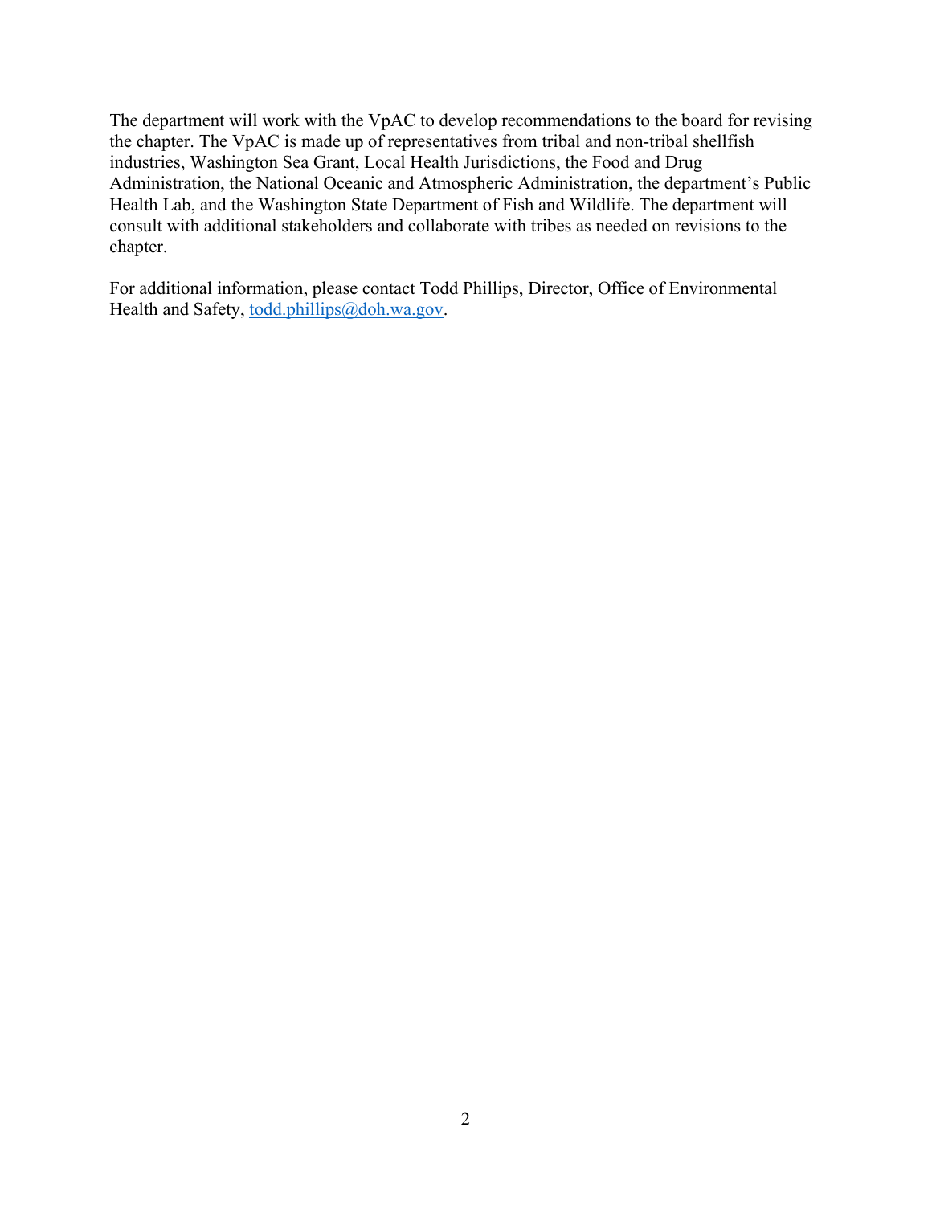The department will work with the VpAC to develop recommendations to the board for revising the chapter. The VpAC is made up of representatives from tribal and non-tribal shellfish industries, Washington Sea Grant, Local Health Jurisdictions, the Food and Drug Administration, the National Oceanic and Atmospheric Administration, the department's Public Health Lab, and the Washington State Department of Fish and Wildlife. The department will consult with additional stakeholders and collaborate with tribes as needed on revisions to the chapter.

For additional information, please contact Todd Phillips, Director, Office of Environmental Health and Safety, todd.phillips@doh.wa.gov.